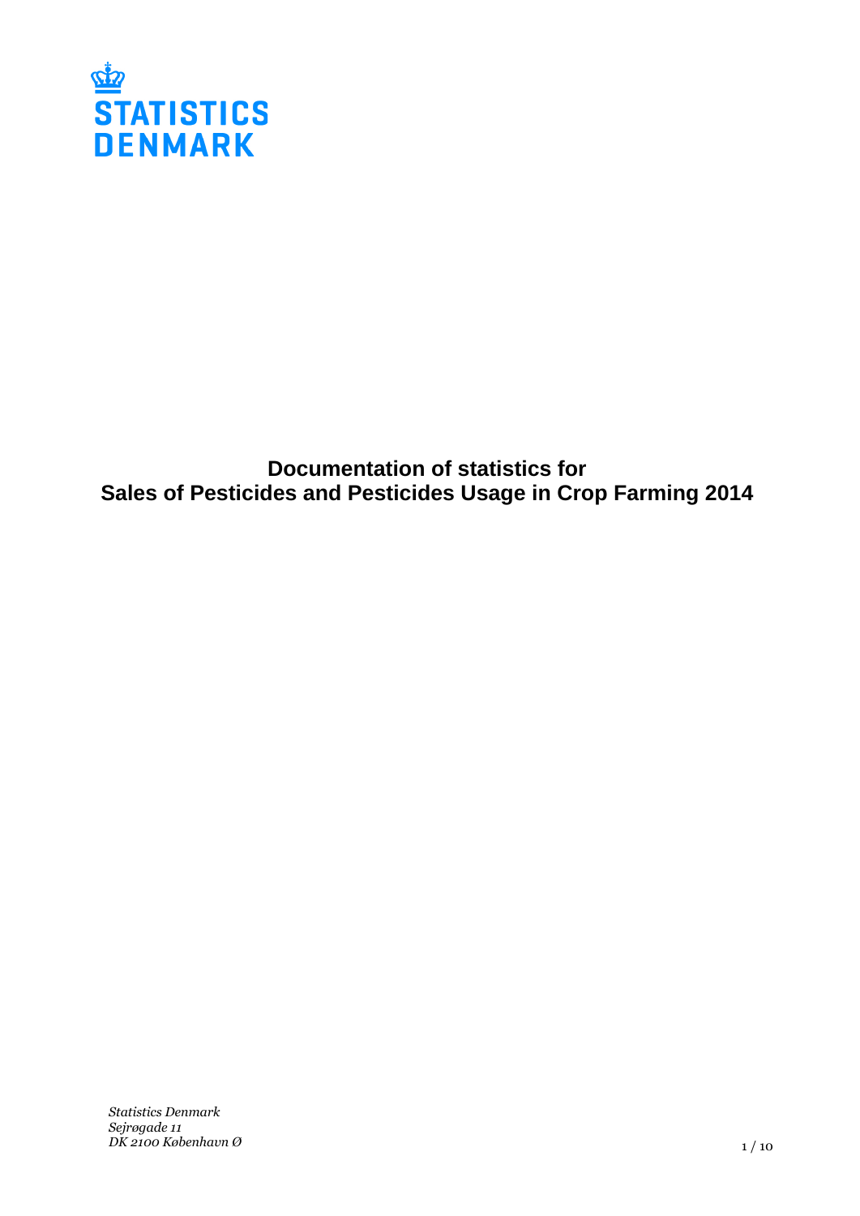STATISTICS DENMARK

# Documentation of statistics for Sales of Pesticides and Pesticides Usage in Crop Farming 2014

*Statistics Denmark*
*Sejrøgade 11*
*DK 2100 København Ø*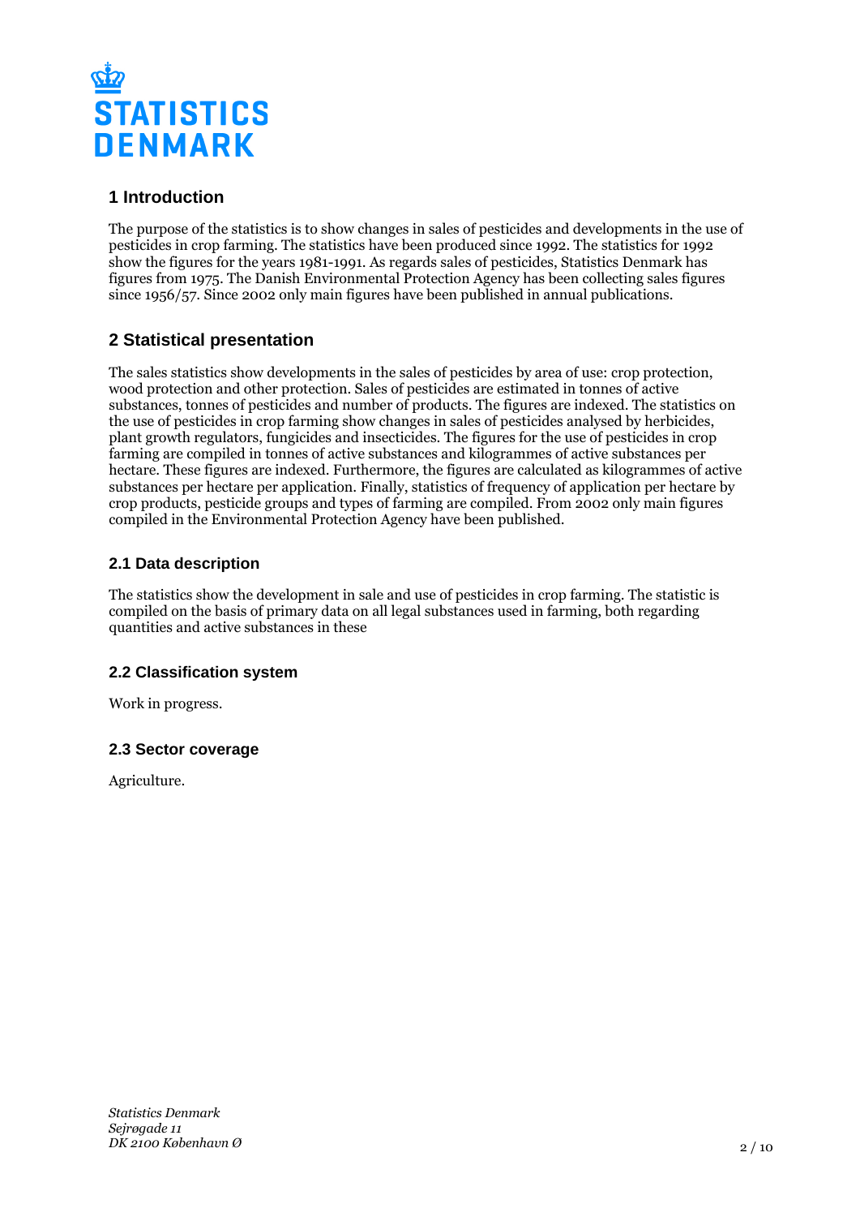## 1 Introduction

The purpose of the statistics is to show changes in sales of pesticides and developments in the use of pesticides in crop farming. The statistics have been produced since 1992. The statistics for 1992 show the figures for the years 1981-1991. As regards sales of pesticides, Statistics Denmark has figures from 1975. The Danish Environmental Protection Agency has been collecting sales figures since 1956/57. Since 2002 only main figures have been published in annual publications.

## 2 Statistical presentation

The sales statistics show developments in the sales of pesticides by area of use: crop protection, wood protection and other protection. Sales of pesticides are estimated in tonnes of active substances, tonnes of pesticides and number of products. The figures are indexed. The statistics on the use of pesticides in crop farming show changes in sales of pesticides analysed by herbicides, plant growth regulators, fungicides and insecticides. The figures for the use of pesticides in crop farming are compiled in tonnes of active substances and kilogrammes of active substances per hectare. These figures are indexed. Furthermore, the figures are calculated as kilogrammes of active substances per hectare per application. Finally, statistics of frequency of application per hectare by crop products, pesticide groups and types of farming are compiled. From 2002 only main figures compiled in the Environmental Protection Agency have been published.

### 2.1 Data description

The statistics show the development in sale and use of pesticides in crop farming. The statistic is compiled on the basis of primary data on all legal substances used in farming, both regarding quantities and active substances in these

### 2.2 Classification system

Work in progress.

### 2.3 Sector coverage

Agriculture.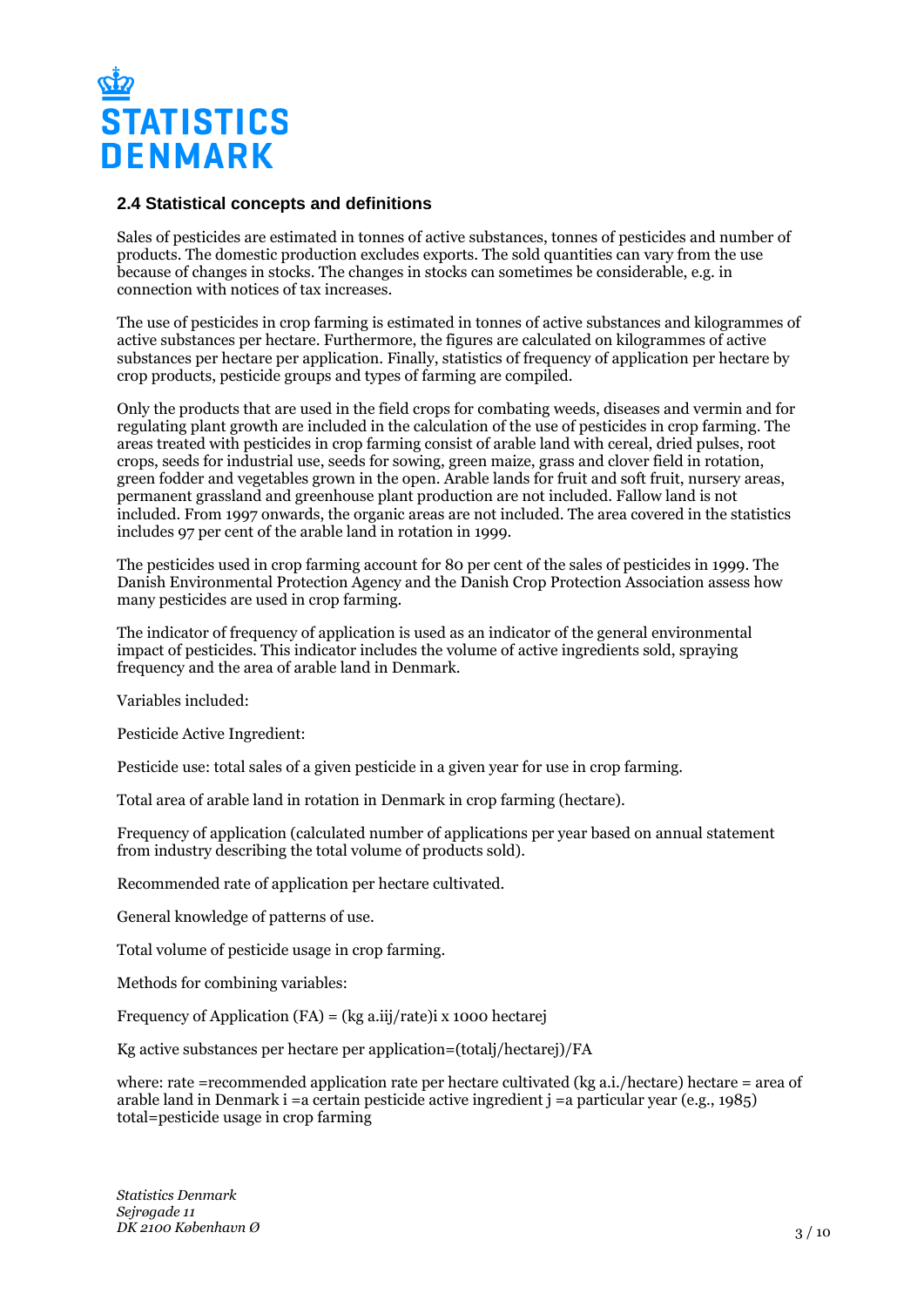### 2.4 Statistical concepts and definitions

Sales of pesticides are estimated in tonnes of active substances, tonnes of pesticides and number of products. The domestic production excludes exports. The sold quantities can vary from the use because of changes in stocks. The changes in stocks can sometimes be considerable, e.g. in connection with notices of tax increases.

The use of pesticides in crop farming is estimated in tonnes of active substances and kilogrammes of active substances per hectare. Furthermore, the figures are calculated on kilogrammes of active substances per hectare per application. Finally, statistics of frequency of application per hectare by crop products, pesticide groups and types of farming are compiled.

Only the products that are used in the field crops for combating weeds, diseases and vermin and for regulating plant growth are included in the calculation of the use of pesticides in crop farming. The areas treated with pesticides in crop farming consist of arable land with cereal, dried pulses, root crops, seeds for industrial use, seeds for sowing, green maize, grass and clover field in rotation, green fodder and vegetables grown in the open. Arable lands for fruit and soft fruit, nursery areas, permanent grassland and greenhouse plant production are not included. Fallow land is not included. From 1997 onwards, the organic areas are not included. The area covered in the statistics includes 97 per cent of the arable land in rotation in 1999.

The pesticides used in crop farming account for 80 per cent of the sales of pesticides in 1999. The Danish Environmental Protection Agency and the Danish Crop Protection Association assess how many pesticides are used in crop farming.

The indicator of frequency of application is used as an indicator of the general environmental impact of pesticides. This indicator includes the volume of active ingredients sold, spraying frequency and the area of arable land in Denmark.

Variables included:

Pesticide Active Ingredient:

Pesticide use: total sales of a given pesticide in a given year for use in crop farming.

Total area of arable land in rotation in Denmark in crop farming (hectare).

Frequency of application (calculated number of applications per year based on annual statement from industry describing the total volume of products sold).

Recommended rate of application per hectare cultivated.

General knowledge of patterns of use.

Total volume of pesticide usage in crop farming.

Methods for combining variables:

Frequency of Application (FA) = $(\text{kg a.i}_{ij}/\text{rate})_i \times 1000 \text{ hectare}_j$

Kg active substances per hectare per application = $(\text{total}_j/\text{hectare}_j)/\text{FA}$

where: rate = recommended application rate per hectare cultivated (kg a.i./hectare) hectare = area of arable land in Denmark i = a certain pesticide active ingredient j = a particular year (e.g., 1985) total = pesticide usage in crop farming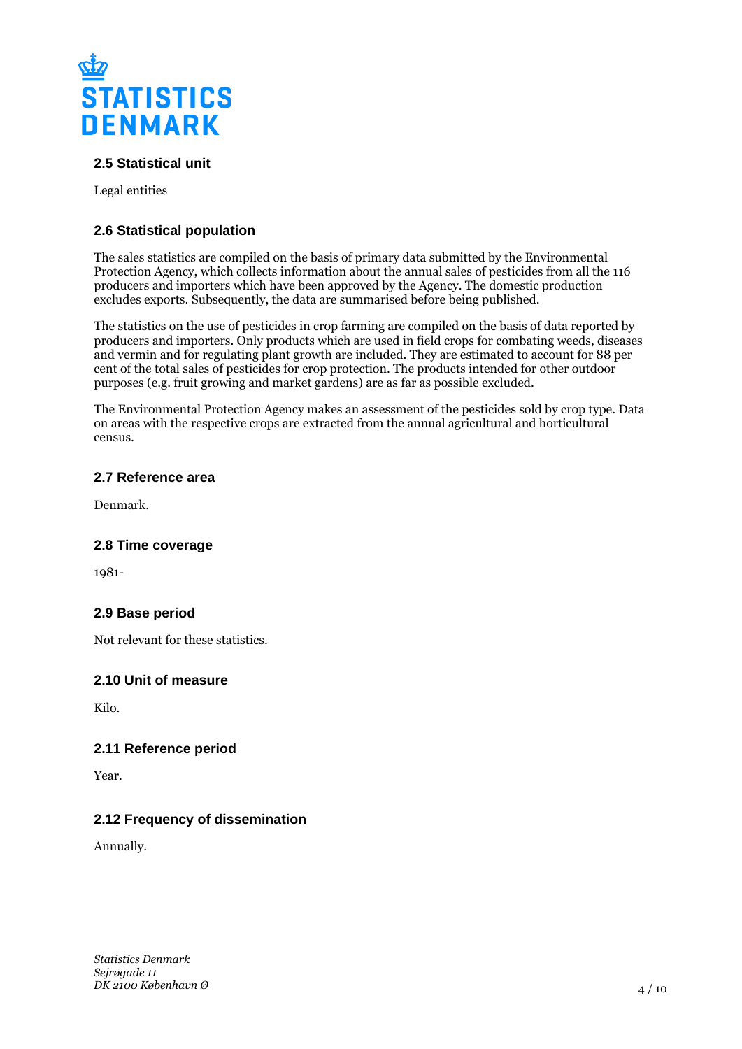## 2.5 Statistical unit

Legal entities

## 2.6 Statistical population

The sales statistics are compiled on the basis of primary data submitted by the Environmental Protection Agency, which collects information about the annual sales of pesticides from all the 116 producers and importers which have been approved by the Agency. The domestic production excludes exports. Subsequently, the data are summarised before being published.

The statistics on the use of pesticides in crop farming are compiled on the basis of data reported by producers and importers. Only products which are used in field crops for combating weeds, diseases and vermin and for regulating plant growth are included. They are estimated to account for 88 per cent of the total sales of pesticides for crop protection. The products intended for other outdoor purposes (e.g. fruit growing and market gardens) are as far as possible excluded.

The Environmental Protection Agency makes an assessment of the pesticides sold by crop type. Data on areas with the respective crops are extracted from the annual agricultural and horticultural census.

## 2.7 Reference area

Denmark.

## 2.8 Time coverage

1981-

## 2.9 Base period

Not relevant for these statistics.

## 2.10 Unit of measure

Kilo.

## 2.11 Reference period

Year.

## 2.12 Frequency of dissemination

Annually.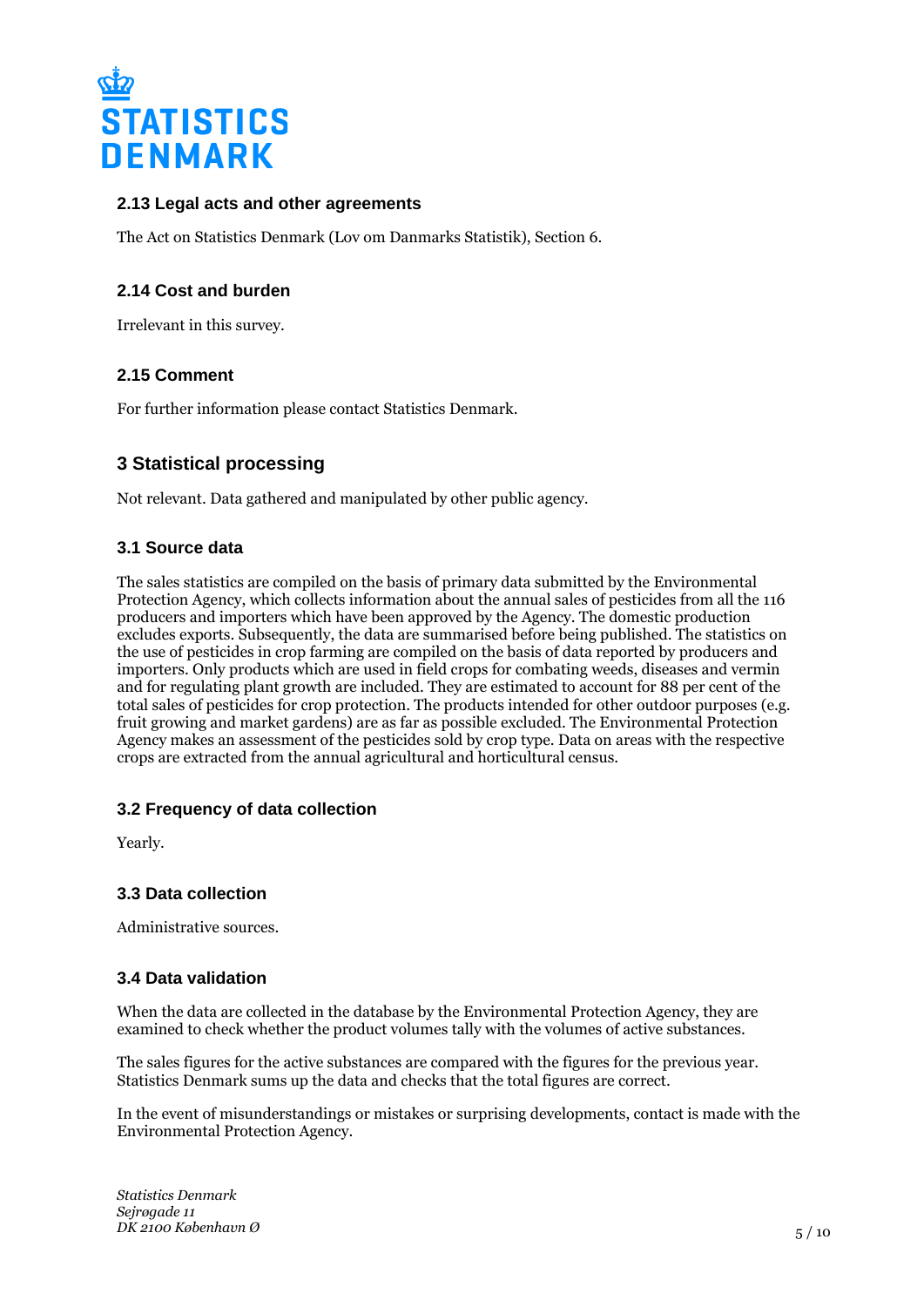### 2.13 Legal acts and other agreements

The Act on Statistics Denmark (Lov om Danmarks Statistik), Section 6.

### 2.14 Cost and burden

Irrelevant in this survey.

### 2.15 Comment

For further information please contact Statistics Denmark.

## 3 Statistical processing

Not relevant. Data gathered and manipulated by other public agency.

### 3.1 Source data

The sales statistics are compiled on the basis of primary data submitted by the Environmental Protection Agency, which collects information about the annual sales of pesticides from all the 116 producers and importers which have been approved by the Agency. The domestic production excludes exports. Subsequently, the data are summarised before being published. The statistics on the use of pesticides in crop farming are compiled on the basis of data reported by producers and importers. Only products which are used in field crops for combating weeds, diseases and vermin and for regulating plant growth are included. They are estimated to account for 88 per cent of the total sales of pesticides for crop protection. The products intended for other outdoor purposes (e.g. fruit growing and market gardens) are as far as possible excluded. The Environmental Protection Agency makes an assessment of the pesticides sold by crop type. Data on areas with the respective crops are extracted from the annual agricultural and horticultural census.

### 3.2 Frequency of data collection

Yearly.

### 3.3 Data collection

Administrative sources.

### 3.4 Data validation

When the data are collected in the database by the Environmental Protection Agency, they are examined to check whether the product volumes tally with the volumes of active substances.

The sales figures for the active substances are compared with the figures for the previous year. Statistics Denmark sums up the data and checks that the total figures are correct.

In the event of misunderstandings or mistakes or surprising developments, contact is made with the Environmental Protection Agency.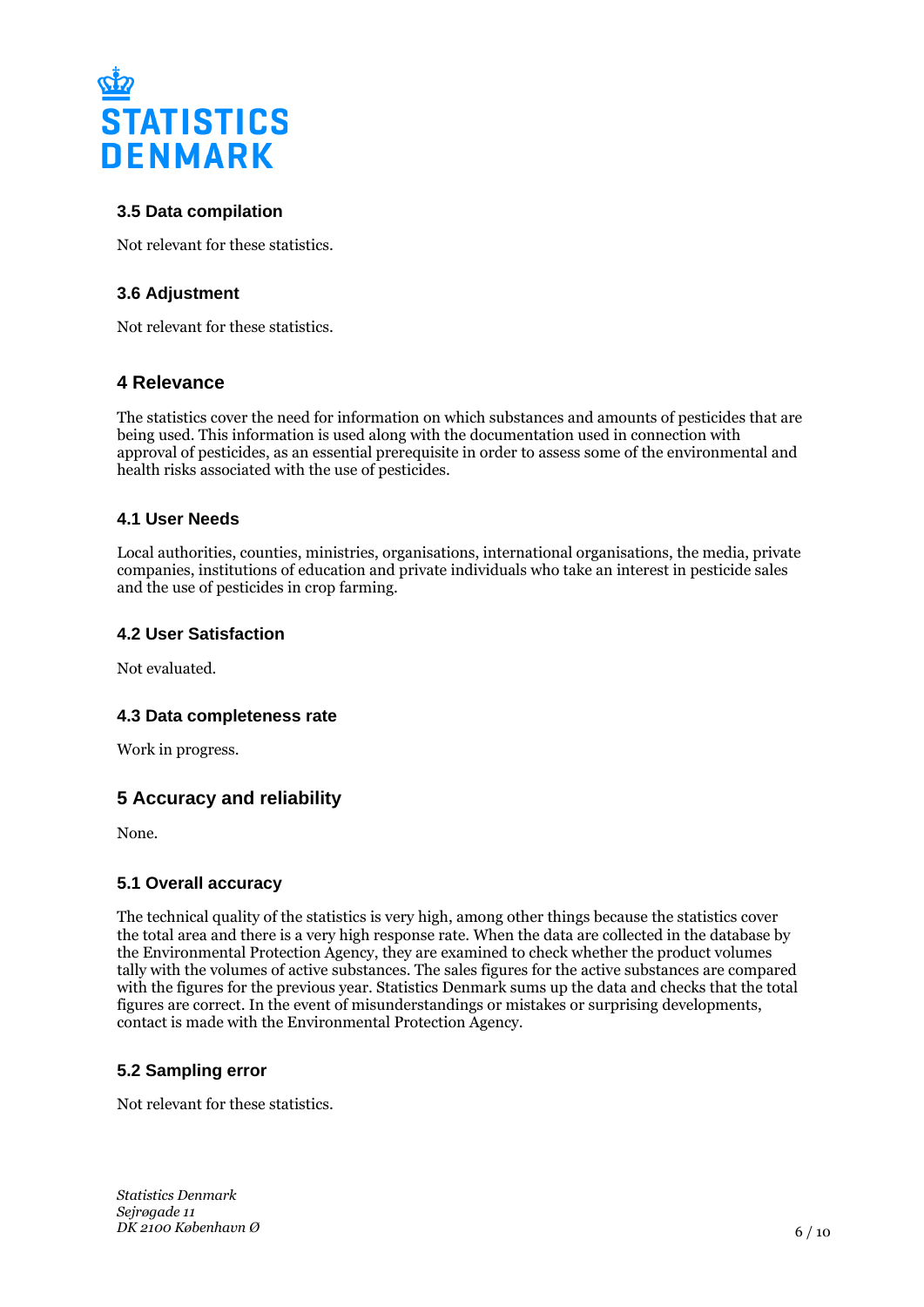### 3.5 Data compilation

Not relevant for these statistics.

### 3.6 Adjustment

Not relevant for these statistics.

## 4 Relevance

The statistics cover the need for information on which substances and amounts of pesticides that are being used. This information is used along with the documentation used in connection with approval of pesticides, as an essential prerequisite in order to assess some of the environmental and health risks associated with the use of pesticides.

### 4.1 User Needs

Local authorities, counties, ministries, organisations, international organisations, the media, private companies, institutions of education and private individuals who take an interest in pesticide sales and the use of pesticides in crop farming.

### 4.2 User Satisfaction

Not evaluated.

### 4.3 Data completeness rate

Work in progress.

## 5 Accuracy and reliability

None.

### 5.1 Overall accuracy

The technical quality of the statistics is very high, among other things because the statistics cover the total area and there is a very high response rate. When the data are collected in the database by the Environmental Protection Agency, they are examined to check whether the product volumes tally with the volumes of active substances. The sales figures for the active substances are compared with the figures for the previous year. Statistics Denmark sums up the data and checks that the total figures are correct. In the event of misunderstandings or mistakes or surprising developments, contact is made with the Environmental Protection Agency.

### 5.2 Sampling error

Not relevant for these statistics.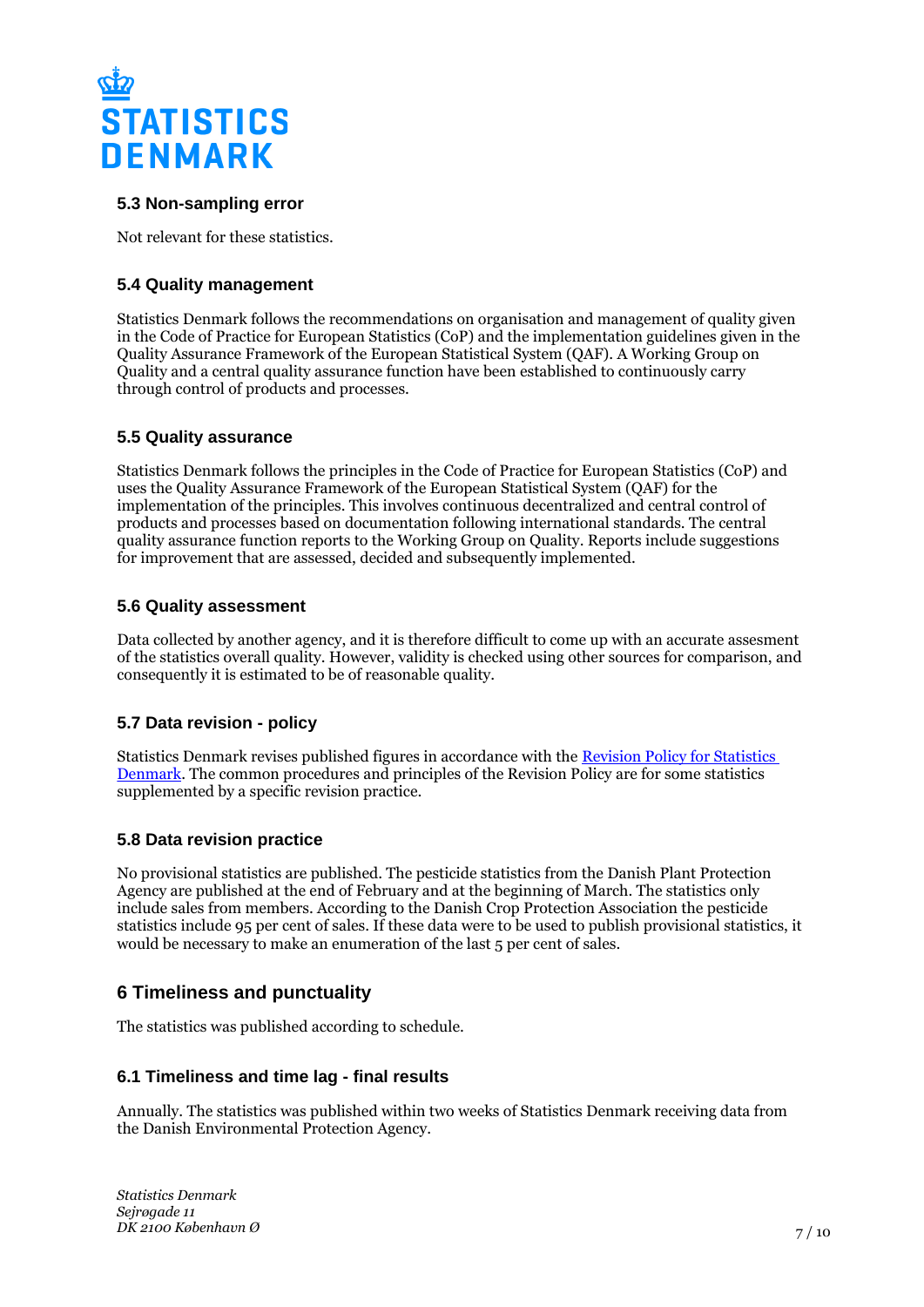### 5.3 Non-sampling error

Not relevant for these statistics.

### 5.4 Quality management

Statistics Denmark follows the recommendations on organisation and management of quality given in the Code of Practice for European Statistics (CoP) and the implementation guidelines given in the Quality Assurance Framework of the European Statistical System (QAF). A Working Group on Quality and a central quality assurance function have been established to continuously carry through control of products and processes.

### 5.5 Quality assurance

Statistics Denmark follows the principles in the Code of Practice for European Statistics (CoP) and uses the Quality Assurance Framework of the European Statistical System (QAF) for the implementation of the principles. This involves continuous decentralized and central control of products and processes based on documentation following international standards. The central quality assurance function reports to the Working Group on Quality. Reports include suggestions for improvement that are assessed, decided and subsequently implemented.

### 5.6 Quality assessment

Data collected by another agency, and it is therefore difficult to come up with an accurate assesment of the statistics overall quality. However, validity is checked using other sources for comparison, and consequently it is estimated to be of reasonable quality.

### 5.7 Data revision - policy

Statistics Denmark revises published figures in accordance with the Revision Policy for Statistics Denmark. The common procedures and principles of the Revision Policy are for some statistics supplemented by a specific revision practice.

### 5.8 Data revision practice

No provisional statistics are published. The pesticide statistics from the Danish Plant Protection Agency are published at the end of February and at the beginning of March. The statistics only include sales from members. According to the Danish Crop Protection Association the pesticide statistics include 95 per cent of sales. If these data were to be used to publish provisional statistics, it would be necessary to make an enumeration of the last 5 per cent of sales.

## 6 Timeliness and punctuality

The statistics was published according to schedule.

### 6.1 Timeliness and time lag - final results

Annually. The statistics was published within two weeks of Statistics Denmark receiving data from the Danish Environmental Protection Agency.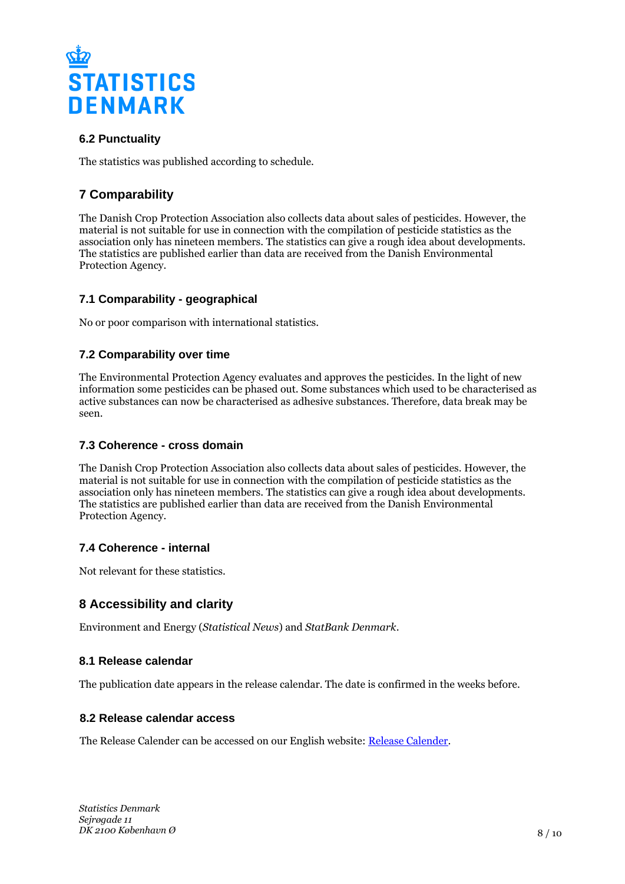## 6.2 Punctuality

The statistics was published according to schedule.

# 7 Comparability

The Danish Crop Protection Association also collects data about sales of pesticides. However, the material is not suitable for use in connection with the compilation of pesticide statistics as the association only has nineteen members. The statistics can give a rough idea about developments. The statistics are published earlier than data are received from the Danish Environmental Protection Agency.

## 7.1 Comparability - geographical

No or poor comparison with international statistics.

## 7.2 Comparability over time

The Environmental Protection Agency evaluates and approves the pesticides. In the light of new information some pesticides can be phased out. Some substances which used to be characterised as active substances can now be characterised as adhesive substances. Therefore, data break may be seen.

## 7.3 Coherence - cross domain

The Danish Crop Protection Association also collects data about sales of pesticides. However, the material is not suitable for use in connection with the compilation of pesticide statistics as the association only has nineteen members. The statistics can give a rough idea about developments. The statistics are published earlier than data are received from the Danish Environmental Protection Agency.

## 7.4 Coherence - internal

Not relevant for these statistics.

# 8 Accessibility and clarity

Environment and Energy (*Statistical News*) and *StatBank Denmark*.

## 8.1 Release calendar

The publication date appears in the release calendar. The date is confirmed in the weeks before.

## 8.2 Release calendar access

The Release Calender can be accessed on our English website: [Release Calender].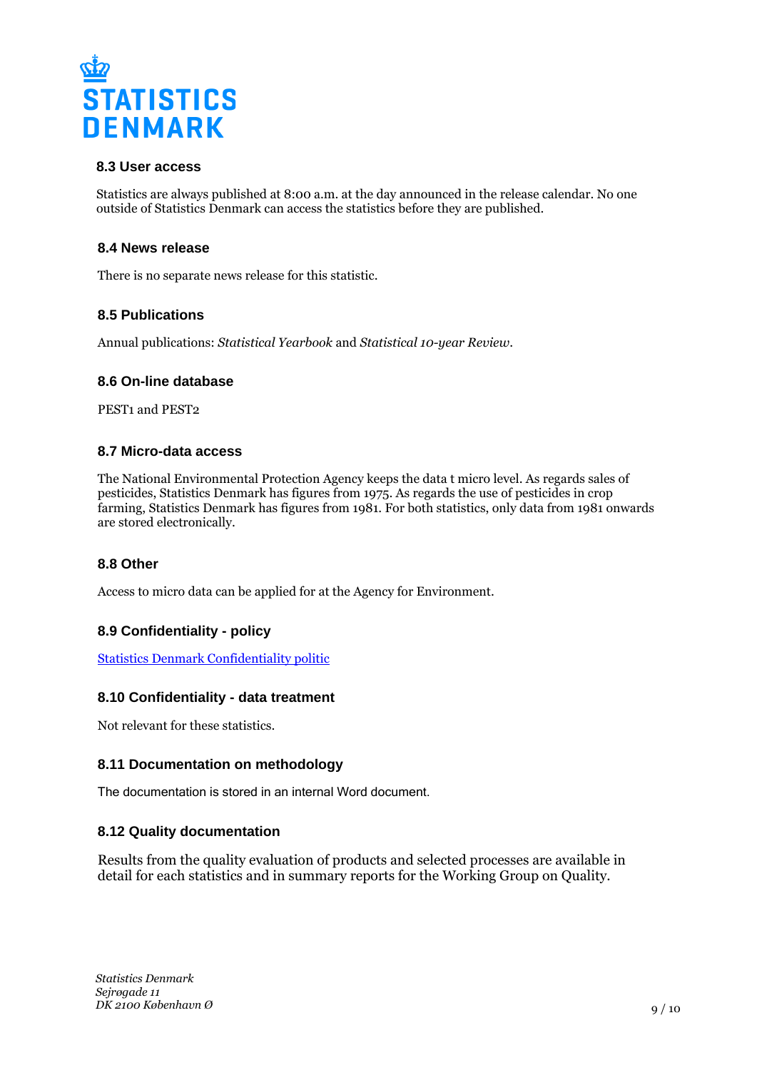### 8.3 User access

Statistics are always published at 8:00 a.m. at the day announced in the release calendar. No one outside of Statistics Denmark can access the statistics before they are published.

### 8.4 News release

There is no separate news release for this statistic.

### 8.5 Publications

Annual publications: *Statistical Yearbook* and *Statistical 10-year Review*.

### 8.6 On-line database

PEST1 and PEST2

### 8.7 Micro-data access

The National Environmental Protection Agency keeps the data t micro level. As regards sales of pesticides, Statistics Denmark has figures from 1975. As regards the use of pesticides in crop farming, Statistics Denmark has figures from 1981. For both statistics, only data from 1981 onwards are stored electronically.

### 8.8 Other

Access to micro data can be applied for at the Agency for Environment.

### 8.9 Confidentiality - policy

Statistics Denmark Confidentiality politic

### 8.10 Confidentiality - data treatment

Not relevant for these statistics.

### 8.11 Documentation on methodology

The documentation is stored in an internal Word document.

### 8.12 Quality documentation

Results from the quality evaluation of products and selected processes are available in detail for each statistics and in summary reports for the Working Group on Quality.

*Statistics Denmark*
*Sejrøgade 11*
*DK 2100 København Ø*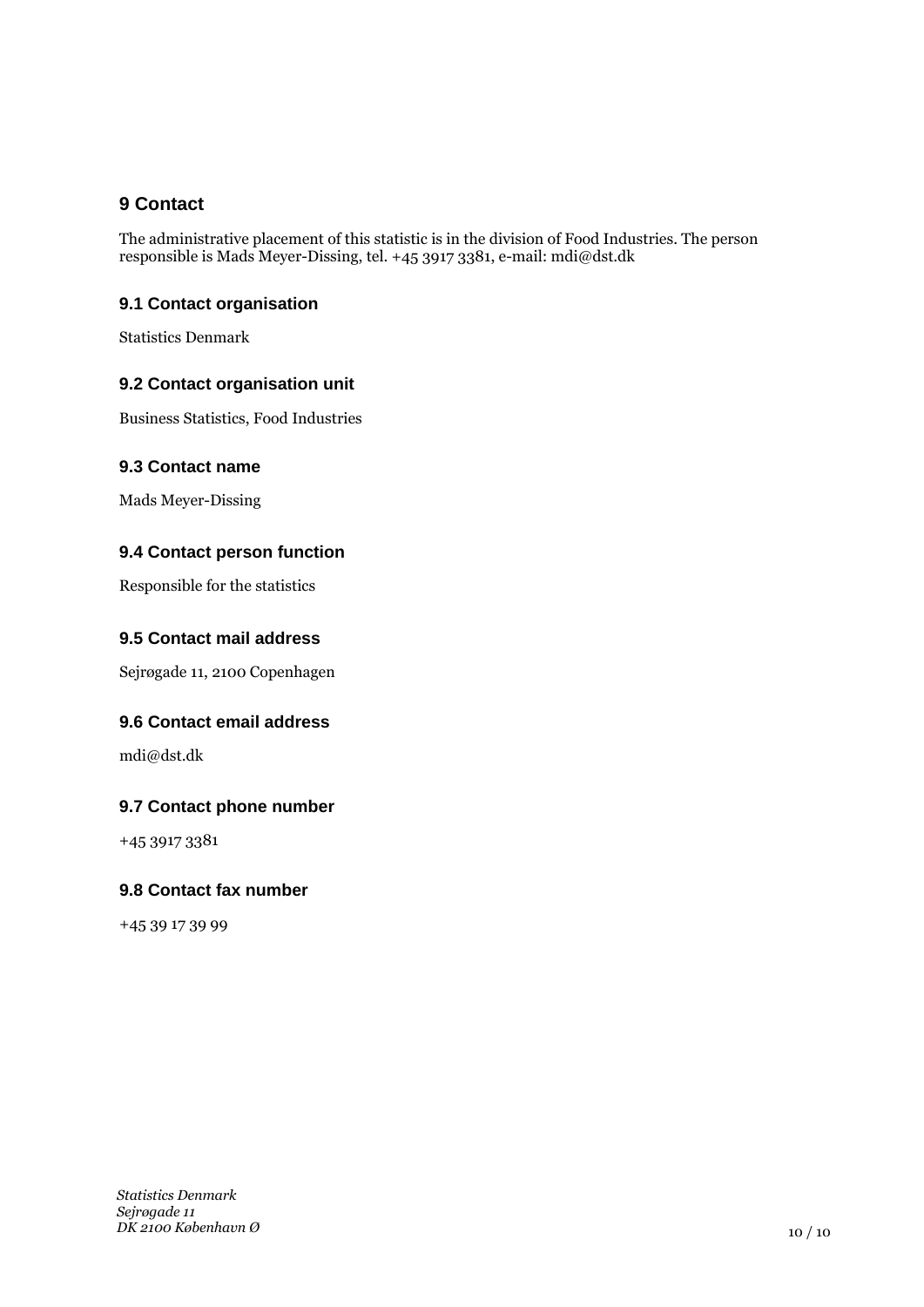## 9 Contact

The administrative placement of this statistic is in the division of Food Industries. The person responsible is Mads Meyer-Dissing, tel. +45 3917 3381, e-mail: mdi@dst.dk

### 9.1 Contact organisation

Statistics Denmark

### 9.2 Contact organisation unit

Business Statistics, Food Industries

### 9.3 Contact name

Mads Meyer-Dissing

### 9.4 Contact person function

Responsible for the statistics

### 9.5 Contact mail address

Sejrøgade 11, 2100 Copenhagen

### 9.6 Contact email address

mdi@dst.dk

### 9.7 Contact phone number

+45 3917 3381

### 9.8 Contact fax number

+45 39 17 39 99